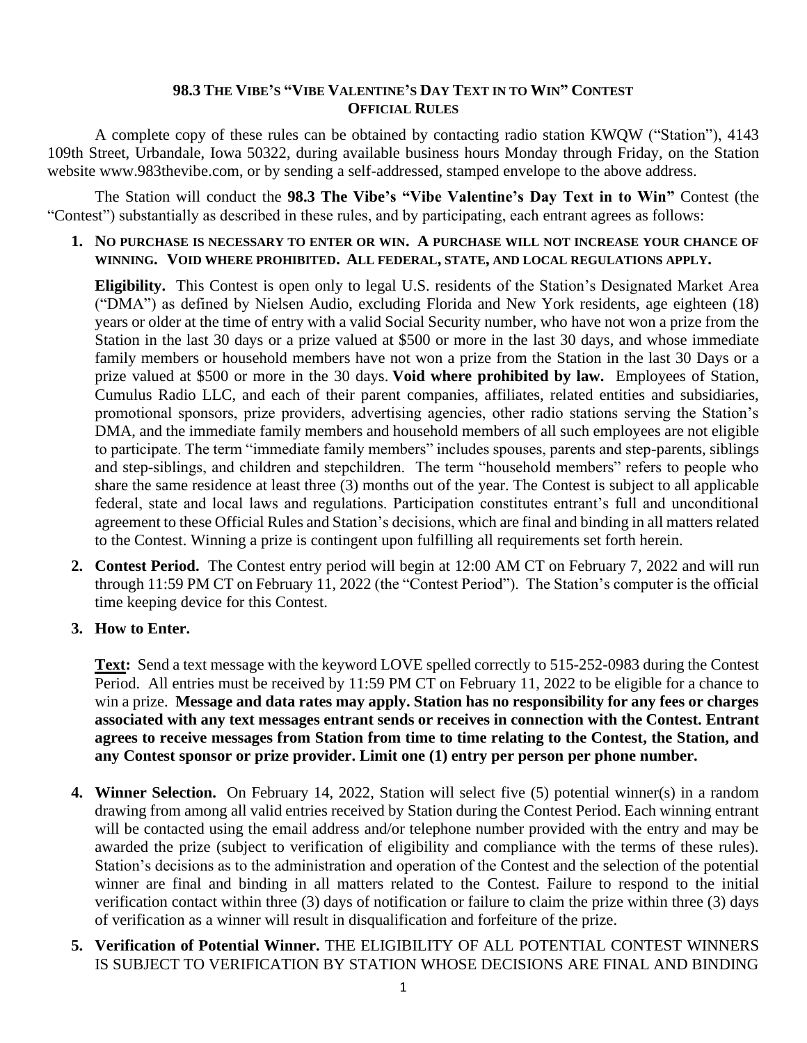# 98.3 THE VIBE'S "VIBE VALENTINE'S DAY TEXT IN TO WIN" CONTEST
## OFFICIAL RULES

A complete copy of these rules can be obtained by contacting radio station KWQW ("Station"), 4143 109th Street, Urbandale, Iowa 50322, during available business hours Monday through Friday, on the Station website www.983thevibe.com, or by sending a self-addressed, stamped envelope to the above address.

The Station will conduct the **98.3 The Vibe's "Vibe Valentine's Day Text in to Win"** Contest (the "Contest") substantially as described in these rules, and by participating, each entrant agrees as follows:

1. **NO PURCHASE IS NECESSARY TO ENTER OR WIN. A PURCHASE WILL NOT INCREASE YOUR CHANCE OF WINNING. VOID WHERE PROHIBITED. ALL FEDERAL, STATE, AND LOCAL REGULATIONS APPLY.**

   **Eligibility.** This Contest is open only to legal U.S. residents of the Station's Designated Market Area ("DMA") as defined by Nielsen Audio, excluding Florida and New York residents, age eighteen (18) years or older at the time of entry with a valid Social Security number, who have not won a prize from the Station in the last 30 days or a prize valued at $500 or more in the last 30 days, and whose immediate family members or household members have not won a prize from the Station in the last 30 Days or a prize valued at $500 or more in the 30 days. **Void where prohibited by law.** Employees of Station, Cumulus Radio LLC, and each of their parent companies, affiliates, related entities and subsidiaries, promotional sponsors, prize providers, advertising agencies, other radio stations serving the Station's DMA, and the immediate family members and household members of all such employees are not eligible to participate. The term "immediate family members" includes spouses, parents and step-parents, siblings and step-siblings, and children and stepchildren. The term "household members" refers to people who share the same residence at least three (3) months out of the year. The Contest is subject to all applicable federal, state and local laws and regulations. Participation constitutes entrant's full and unconditional agreement to these Official Rules and Station's decisions, which are final and binding in all matters related to the Contest. Winning a prize is contingent upon fulfilling all requirements set forth herein.

2. **Contest Period.** The Contest entry period will begin at 12:00 AM CT on February 7, 2022 and will run through 11:59 PM CT on February 11, 2022 (the "Contest Period"). The Station's computer is the official time keeping device for this Contest.

3. **How to Enter.**

   **Text:** Send a text message with the keyword LOVE spelled correctly to 515-252-0983 during the Contest Period. All entries must be received by 11:59 PM CT on February 11, 2022 to be eligible for a chance to win a prize. **Message and data rates may apply. Station has no responsibility for any fees or charges associated with any text messages entrant sends or receives in connection with the Contest. Entrant agrees to receive messages from Station from time to time relating to the Contest, the Station, and any Contest sponsor or prize provider. Limit one (1) entry per person per phone number.**

4. **Winner Selection.** On February 14, 2022, Station will select five (5) potential winner(s) in a random drawing from among all valid entries received by Station during the Contest Period. Each winning entrant will be contacted using the email address and/or telephone number provided with the entry and may be awarded the prize (subject to verification of eligibility and compliance with the terms of these rules). Station's decisions as to the administration and operation of the Contest and the selection of the potential winner are final and binding in all matters related to the Contest. Failure to respond to the initial verification contact within three (3) days of notification or failure to claim the prize within three (3) days of verification as a winner will result in disqualification and forfeiture of the prize.

5. **Verification of Potential Winner.** THE ELIGIBILITY OF ALL POTENTIAL CONTEST WINNERS IS SUBJECT TO VERIFICATION BY STATION WHOSE DECISIONS ARE FINAL AND BINDING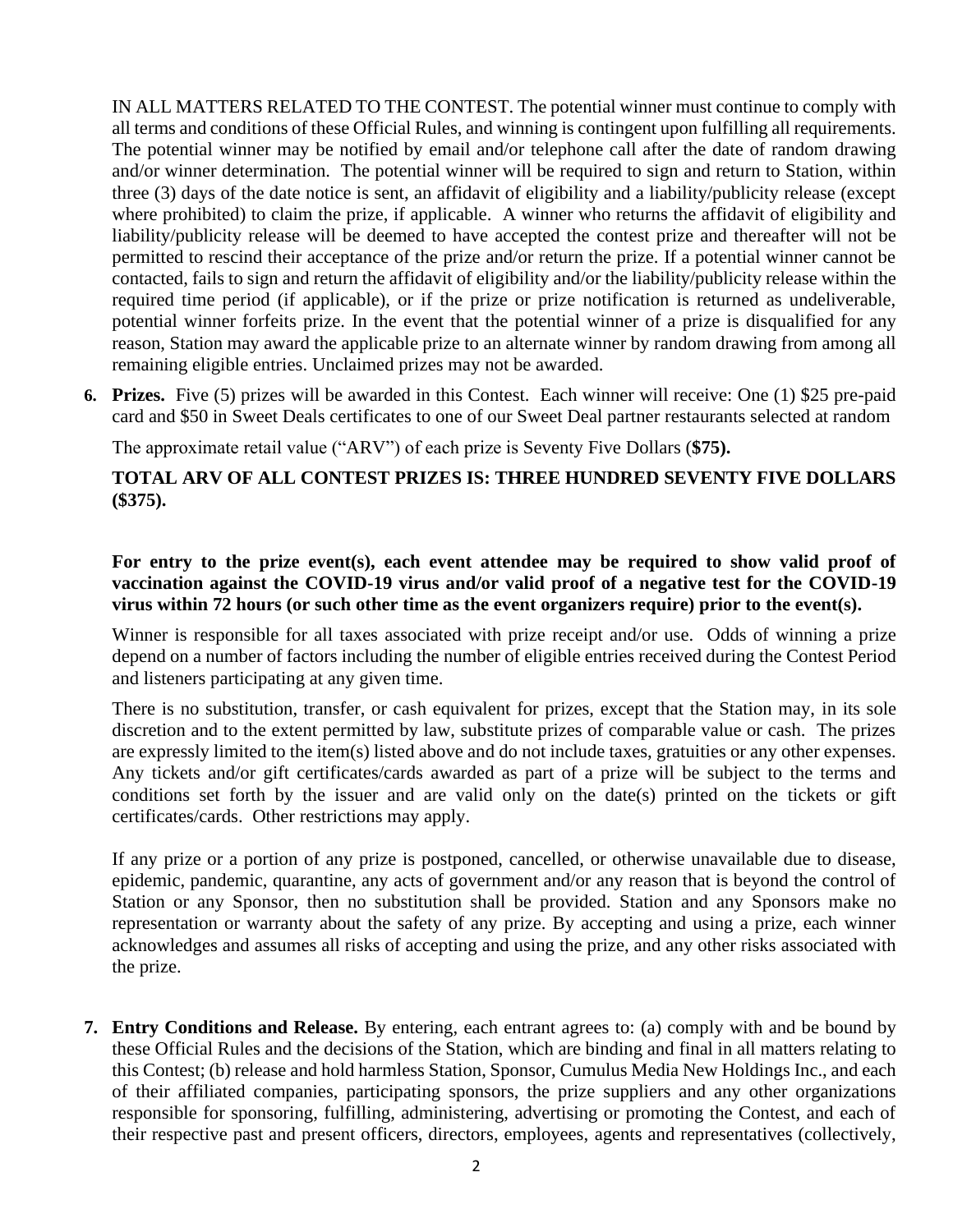IN ALL MATTERS RELATED TO THE CONTEST. The potential winner must continue to comply with all terms and conditions of these Official Rules, and winning is contingent upon fulfilling all requirements. The potential winner may be notified by email and/or telephone call after the date of random drawing and/or winner determination. The potential winner will be required to sign and return to Station, within three (3) days of the date notice is sent, an affidavit of eligibility and a liability/publicity release (except where prohibited) to claim the prize, if applicable. A winner who returns the affidavit of eligibility and liability/publicity release will be deemed to have accepted the contest prize and thereafter will not be permitted to rescind their acceptance of the prize and/or return the prize. If a potential winner cannot be contacted, fails to sign and return the affidavit of eligibility and/or the liability/publicity release within the required time period (if applicable), or if the prize or prize notification is returned as undeliverable, potential winner forfeits prize. In the event that the potential winner of a prize is disqualified for any reason, Station may award the applicable prize to an alternate winner by random drawing from among all remaining eligible entries. Unclaimed prizes may not be awarded.

6. **Prizes.** Five (5) prizes will be awarded in this Contest. Each winner will receive: One (1) $25 pre-paid card and $50 in Sweet Deals certificates to one of our Sweet Deal partner restaurants selected at random

   The approximate retail value ("ARV") of each prize is Seventy Five Dollars (**$75).**

   **TOTAL ARV OF ALL CONTEST PRIZES IS: THREE HUNDRED SEVENTY FIVE DOLLARS ($375).**

   **For entry to the prize event(s), each event attendee may be required to show valid proof of vaccination against the COVID-19 virus and/or valid proof of a negative test for the COVID-19 virus within 72 hours (or such other time as the event organizers require) prior to the event(s).**

   Winner is responsible for all taxes associated with prize receipt and/or use. Odds of winning a prize depend on a number of factors including the number of eligible entries received during the Contest Period and listeners participating at any given time.

   There is no substitution, transfer, or cash equivalent for prizes, except that the Station may, in its sole discretion and to the extent permitted by law, substitute prizes of comparable value or cash. The prizes are expressly limited to the item(s) listed above and do not include taxes, gratuities or any other expenses. Any tickets and/or gift certificates/cards awarded as part of a prize will be subject to the terms and conditions set forth by the issuer and are valid only on the date(s) printed on the tickets or gift certificates/cards. Other restrictions may apply.

   If any prize or a portion of any prize is postponed, cancelled, or otherwise unavailable due to disease, epidemic, pandemic, quarantine, any acts of government and/or any reason that is beyond the control of Station or any Sponsor, then no substitution shall be provided. Station and any Sponsors make no representation or warranty about the safety of any prize. By accepting and using a prize, each winner acknowledges and assumes all risks of accepting and using the prize, and any other risks associated with the prize.

7. **Entry Conditions and Release.** By entering, each entrant agrees to: (a) comply with and be bound by these Official Rules and the decisions of the Station, which are binding and final in all matters relating to this Contest; (b) release and hold harmless Station, Sponsor, Cumulus Media New Holdings Inc., and each of their affiliated companies, participating sponsors, the prize suppliers and any other organizations responsible for sponsoring, fulfilling, administering, advertising or promoting the Contest, and each of their respective past and present officers, directors, employees, agents and representatives (collectively,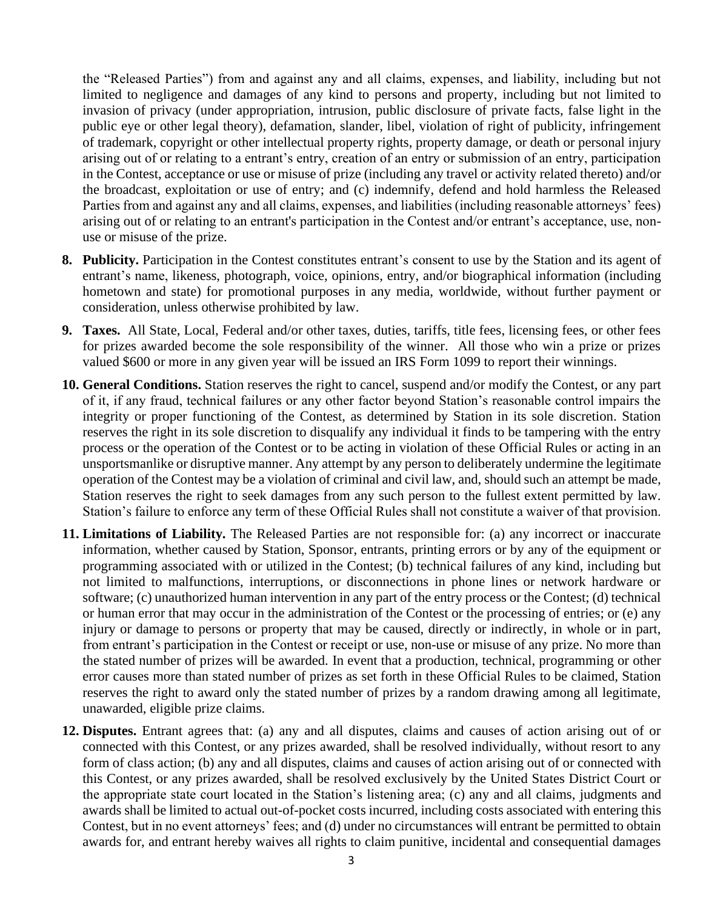the "Released Parties") from and against any and all claims, expenses, and liability, including but not limited to negligence and damages of any kind to persons and property, including but not limited to invasion of privacy (under appropriation, intrusion, public disclosure of private facts, false light in the public eye or other legal theory), defamation, slander, libel, violation of right of publicity, infringement of trademark, copyright or other intellectual property rights, property damage, or death or personal injury arising out of or relating to a entrant's entry, creation of an entry or submission of an entry, participation in the Contest, acceptance or use or misuse of prize (including any travel or activity related thereto) and/or the broadcast, exploitation or use of entry; and (c) indemnify, defend and hold harmless the Released Parties from and against any and all claims, expenses, and liabilities (including reasonable attorneys' fees) arising out of or relating to an entrant's participation in the Contest and/or entrant's acceptance, use, non-use or misuse of the prize.

8. **Publicity.** Participation in the Contest constitutes entrant's consent to use by the Station and its agent of entrant's name, likeness, photograph, voice, opinions, entry, and/or biographical information (including hometown and state) for promotional purposes in any media, worldwide, without further payment or consideration, unless otherwise prohibited by law.

9. **Taxes.** All State, Local, Federal and/or other taxes, duties, tariffs, title fees, licensing fees, or other fees for prizes awarded become the sole responsibility of the winner. All those who win a prize or prizes valued $600 or more in any given year will be issued an IRS Form 1099 to report their winnings.

10. **General Conditions.** Station reserves the right to cancel, suspend and/or modify the Contest, or any part of it, if any fraud, technical failures or any other factor beyond Station's reasonable control impairs the integrity or proper functioning of the Contest, as determined by Station in its sole discretion. Station reserves the right in its sole discretion to disqualify any individual it finds to be tampering with the entry process or the operation of the Contest or to be acting in violation of these Official Rules or acting in an unsportsmanlike or disruptive manner. Any attempt by any person to deliberately undermine the legitimate operation of the Contest may be a violation of criminal and civil law, and, should such an attempt be made, Station reserves the right to seek damages from any such person to the fullest extent permitted by law. Station's failure to enforce any term of these Official Rules shall not constitute a waiver of that provision.

11. **Limitations of Liability.** The Released Parties are not responsible for: (a) any incorrect or inaccurate information, whether caused by Station, Sponsor, entrants, printing errors or by any of the equipment or programming associated with or utilized in the Contest; (b) technical failures of any kind, including but not limited to malfunctions, interruptions, or disconnections in phone lines or network hardware or software; (c) unauthorized human intervention in any part of the entry process or the Contest; (d) technical or human error that may occur in the administration of the Contest or the processing of entries; or (e) any injury or damage to persons or property that may be caused, directly or indirectly, in whole or in part, from entrant's participation in the Contest or receipt or use, non-use or misuse of any prize. No more than the stated number of prizes will be awarded. In event that a production, technical, programming or other error causes more than stated number of prizes as set forth in these Official Rules to be claimed, Station reserves the right to award only the stated number of prizes by a random drawing among all legitimate, unawarded, eligible prize claims.

12. **Disputes.** Entrant agrees that: (a) any and all disputes, claims and causes of action arising out of or connected with this Contest, or any prizes awarded, shall be resolved individually, without resort to any form of class action; (b) any and all disputes, claims and causes of action arising out of or connected with this Contest, or any prizes awarded, shall be resolved exclusively by the United States District Court or the appropriate state court located in the Station's listening area; (c) any and all claims, judgments and awards shall be limited to actual out-of-pocket costs incurred, including costs associated with entering this Contest, but in no event attorneys' fees; and (d) under no circumstances will entrant be permitted to obtain awards for, and entrant hereby waives all rights to claim punitive, incidental and consequential damages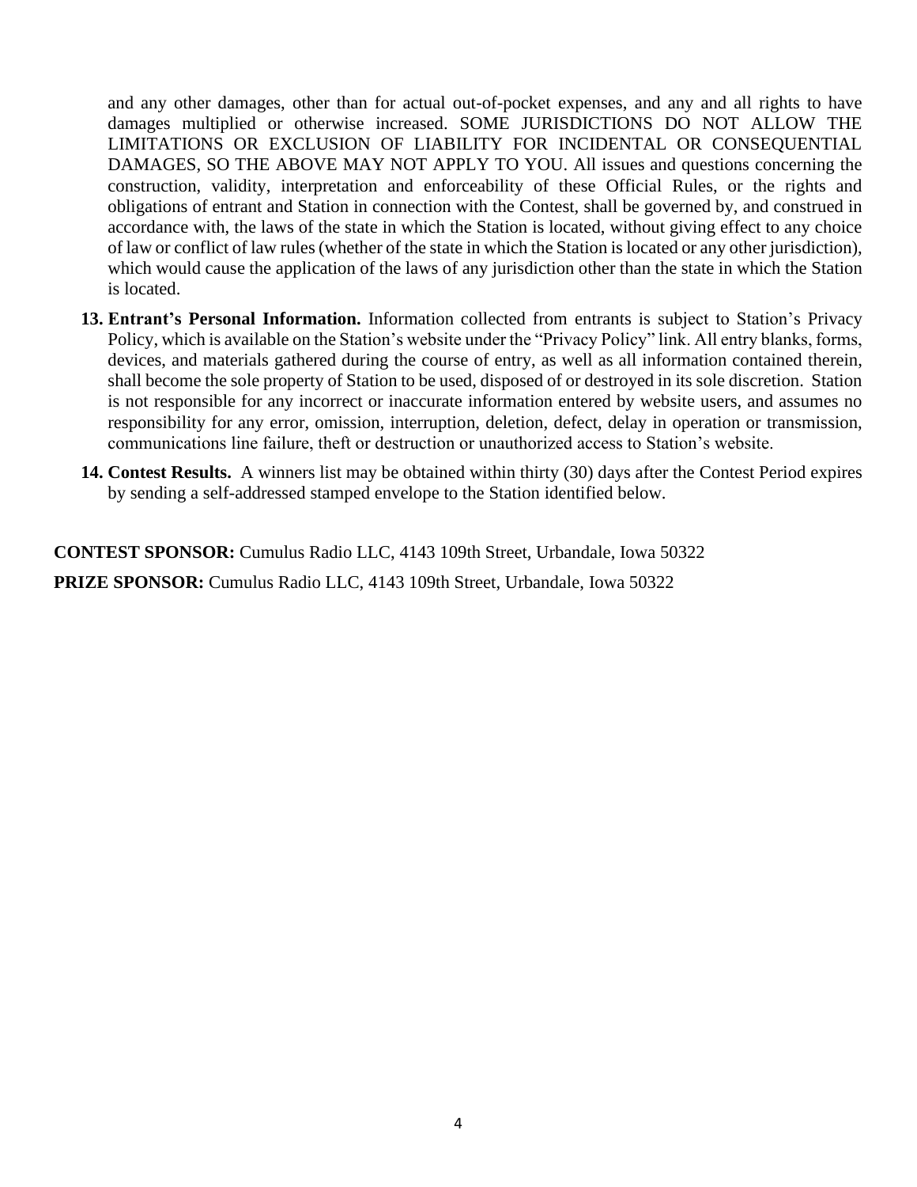and any other damages, other than for actual out-of-pocket expenses, and any and all rights to have damages multiplied or otherwise increased. SOME JURISDICTIONS DO NOT ALLOW THE LIMITATIONS OR EXCLUSION OF LIABILITY FOR INCIDENTAL OR CONSEQUENTIAL DAMAGES, SO THE ABOVE MAY NOT APPLY TO YOU. All issues and questions concerning the construction, validity, interpretation and enforceability of these Official Rules, or the rights and obligations of entrant and Station in connection with the Contest, shall be governed by, and construed in accordance with, the laws of the state in which the Station is located, without giving effect to any choice of law or conflict of law rules (whether of the state in which the Station is located or any other jurisdiction), which would cause the application of the laws of any jurisdiction other than the state in which the Station is located.

13. **Entrant's Personal Information.** Information collected from entrants is subject to Station's Privacy Policy, which is available on the Station's website under the "Privacy Policy" link. All entry blanks, forms, devices, and materials gathered during the course of entry, as well as all information contained therein, shall become the sole property of Station to be used, disposed of or destroyed in its sole discretion. Station is not responsible for any incorrect or inaccurate information entered by website users, and assumes no responsibility for any error, omission, interruption, deletion, defect, delay in operation or transmission, communications line failure, theft or destruction or unauthorized access to Station's website.

14. **Contest Results.** A winners list may be obtained within thirty (30) days after the Contest Period expires by sending a self-addressed stamped envelope to the Station identified below.

**CONTEST SPONSOR:** Cumulus Radio LLC, 4143 109th Street, Urbandale, Iowa 50322

**PRIZE SPONSOR:** Cumulus Radio LLC, 4143 109th Street, Urbandale, Iowa 50322